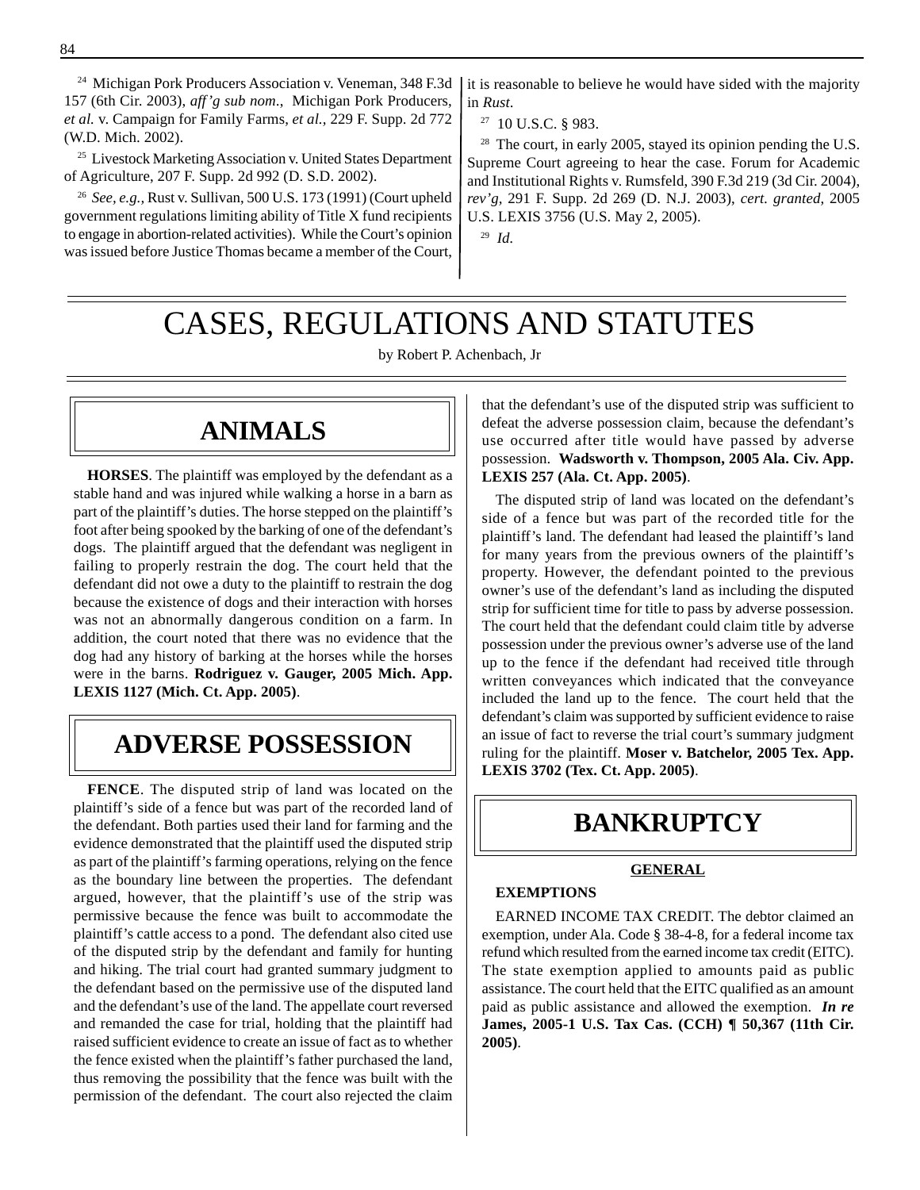[24] Michigan Pork Producers Association v. Veneman, 348 F.3d 157 (6th Cir. 2003), *aff'g sub nom.*, Michigan Pork Producers, *et al.* v. Campaign for Family Farms, *et al.*, 229 F. Supp. 2d 772 (W.D. Mich. 2002).

[25] Livestock Marketing Association v. United States Department of Agriculture, 207 F. Supp. 2d 992 (D. S.D. 2002).

[26] *See, e.g.,* Rust v. Sullivan, 500 U.S. 173 (1991) (Court upheld government regulations limiting ability of Title X fund recipients to engage in abortion-related activities). While the Court's opinion was issued before Justice Thomas became a member of the Court, it is reasonable to believe he would have sided with the majority in *Rust*.

[27] 10 U.S.C. § 983.

[28] The court, in early 2005, stayed its opinion pending the U.S. Supreme Court agreeing to hear the case. Forum for Academic and Institutional Rights v. Rumsfeld, 390 F.3d 219 (3d Cir. 2004), *rev'g*, 291 F. Supp. 2d 269 (D. N.J. 2003), *cert. granted*, 2005 U.S. LEXIS 3756 (U.S. May 2, 2005).

[29] *Id.*

# CASES, REGULATIONS AND STATUTES

by Robert P. Achenbach, Jr

## ANIMALS

**HORSES**. The plaintiff was employed by the defendant as a stable hand and was injured while walking a horse in a barn as part of the plaintiff's duties. The horse stepped on the plaintiff's foot after being spooked by the barking of one of the defendant's dogs. The plaintiff argued that the defendant was negligent in failing to properly restrain the dog. The court held that the defendant did not owe a duty to the plaintiff to restrain the dog because the existence of dogs and their interaction with horses was not an abnormally dangerous condition on a farm. In addition, the court noted that there was no evidence that the dog had any history of barking at the horses while the horses were in the barns. **Rodriguez v. Gauger, 2005 Mich. App. LEXIS 1127 (Mich. Ct. App. 2005)**.

## ADVERSE POSSESSION

**FENCE**. The disputed strip of land was located on the plaintiff's side of a fence but was part of the recorded land of the defendant. Both parties used their land for farming and the evidence demonstrated that the plaintiff used the disputed strip as part of the plaintiff's farming operations, relying on the fence as the boundary line between the properties. The defendant argued, however, that the plaintiff's use of the strip was permissive because the fence was built to accommodate the plaintiff's cattle access to a pond. The defendant also cited use of the disputed strip by the defendant and family for hunting and hiking. The trial court had granted summary judgment to the defendant based on the permissive use of the disputed land and the defendant's use of the land. The appellate court reversed and remanded the case for trial, holding that the plaintiff had raised sufficient evidence to create an issue of fact as to whether the fence existed when the plaintiff's father purchased the land, thus removing the possibility that the fence was built with the permission of the defendant. The court also rejected the claim that the defendant's use of the disputed strip was sufficient to defeat the adverse possession claim, because the defendant's use occurred after title would have passed by adverse possession. **Wadsworth v. Thompson, 2005 Ala. Civ. App. LEXIS 257 (Ala. Ct. App. 2005)**.

The disputed strip of land was located on the defendant's side of a fence but was part of the recorded title for the plaintiff's land. The defendant had leased the plaintiff's land for many years from the previous owners of the plaintiff's property. However, the defendant pointed to the previous owner's use of the defendant's land as including the disputed strip for sufficient time for title to pass by adverse possession. The court held that the defendant could claim title by adverse possession under the previous owner's adverse use of the land up to the fence if the defendant had received title through written conveyances which indicated that the conveyance included the land up to the fence. The court held that the defendant's claim was supported by sufficient evidence to raise an issue of fact to reverse the trial court's summary judgment ruling for the plaintiff. **Moser v. Batchelor, 2005 Tex. App. LEXIS 3702 (Tex. Ct. App. 2005)**.

## BANKRUPTCY

### GENERAL

**EXEMPTIONS**

EARNED INCOME TAX CREDIT. The debtor claimed an exemption, under Ala. Code § 38-4-8, for a federal income tax refund which resulted from the earned income tax credit (EITC). The state exemption applied to amounts paid as public assistance. The court held that the EITC qualified as an amount paid as public assistance and allowed the exemption. ***In re* James, 2005-1 U.S. Tax Cas. (CCH) ¶ 50,367 (11th Cir. 2005)**.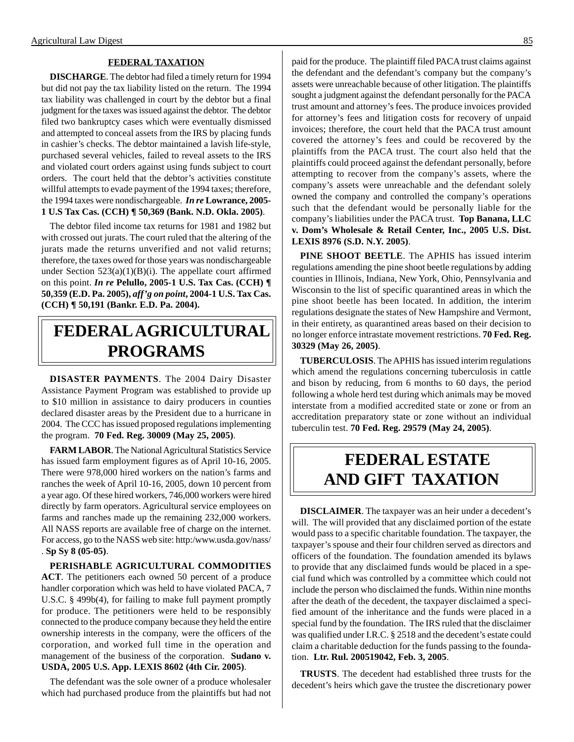### FEDERAL TAXATION

**DISCHARGE**. The debtor had filed a timely return for 1994 but did not pay the tax liability listed on the return. The 1994 tax liability was challenged in court by the debtor but a final judgment for the taxes was issued against the debtor. The debtor filed two bankruptcy cases which were eventually dismissed and attempted to conceal assets from the IRS by placing funds in cashier's checks. The debtor maintained a lavish life-style, purchased several vehicles, failed to reveal assets to the IRS and violated court orders against using funds subject to court orders. The court held that the debtor's activities constitute willful attempts to evade payment of the 1994 taxes; therefore, the 1994 taxes were nondischargeable. ***In re*** **Lowrance, 2005-1 U.S Tax Cas. (CCH) ¶ 50,369 (Bank. N.D. Okla. 2005)**.

The debtor filed income tax returns for 1981 and 1982 but with crossed out jurats. The court ruled that the altering of the jurats made the returns unverified and not valid returns; therefore, the taxes owed for those years was nondischargeable under Section 523(a)(1)(B)(i). The appellate court affirmed on this point. ***In re*** **Pelullo, 2005-1 U.S. Tax Cas. (CCH) ¶ 50,359 (E.D. Pa. 2005), *aff'g on point*, 2004-1 U.S. Tax Cas. (CCH) ¶ 50,191 (Bankr. E.D. Pa. 2004).**

# FEDERAL AGRICULTURAL PROGRAMS

**DISASTER PAYMENTS**. The 2004 Dairy Disaster Assistance Payment Program was established to provide up to $10 million in assistance to dairy producers in counties declared disaster areas by the President due to a hurricane in 2004. The CCC has issued proposed regulations implementing the program. **70 Fed. Reg. 30009 (May 25, 2005)**.

**FARM LABOR**. The National Agricultural Statistics Service has issued farm employment figures as of April 10-16, 2005. There were 978,000 hired workers on the nation's farms and ranches the week of April 10-16, 2005, down 10 percent from a year ago. Of these hired workers, 746,000 workers were hired directly by farm operators. Agricultural service employees on farms and ranches made up the remaining 232,000 workers. All NASS reports are available free of charge on the internet. For access, go to the NASS web site: http:/www.usda.gov/nass/ . **Sp Sy 8 (05-05)**.

**PERISHABLE AGRICULTURAL COMMODITIES ACT**. The petitioners each owned 50 percent of a produce handler corporation which was held to have violated PACA, 7 U.S.C. § 499b(4), for failing to make full payment promptly for produce. The petitioners were held to be responsibly connected to the produce company because they held the entire ownership interests in the company, were the officers of the corporation, and worked full time in the operation and management of the business of the corporation. **Sudano v. USDA, 2005 U.S. App. LEXIS 8602 (4th Cir. 2005)**.

The defendant was the sole owner of a produce wholesaler which had purchased produce from the plaintiffs but had not paid for the produce. The plaintiff filed PACA trust claims against the defendant and the defendant's company but the company's assets were unreachable because of other litigation. The plaintiffs sought a judgment against the defendant personally for the PACA trust amount and attorney's fees. The produce invoices provided for attorney's fees and litigation costs for recovery of unpaid invoices; therefore, the court held that the PACA trust amount covered the attorney's fees and could be recovered by the plaintiffs from the PACA trust. The court also held that the plaintiffs could proceed against the defendant personally, before attempting to recover from the company's assets, where the company's assets were unreachable and the defendant solely owned the company and controlled the company's operations such that the defendant would be personally liable for the company's liabilities under the PACA trust. **Top Banana, LLC v. Dom's Wholesale & Retail Center, Inc., 2005 U.S. Dist. LEXIS 8976 (S.D. N.Y. 2005)**.

**PINE SHOOT BEETLE**. The APHIS has issued interim regulations amending the pine shoot beetle regulations by adding counties in Illinois, Indiana, New York, Ohio, Pennsylvania and Wisconsin to the list of specific quarantined areas in which the pine shoot beetle has been located. In addition, the interim regulations designate the states of New Hampshire and Vermont, in their entirety, as quarantined areas based on their decision to no longer enforce intrastate movement restrictions. **70 Fed. Reg. 30329 (May 26, 2005)**.

**TUBERCULOSIS**. The APHIS has issued interim regulations which amend the regulations concerning tuberculosis in cattle and bison by reducing, from 6 months to 60 days, the period following a whole herd test during which animals may be moved interstate from a modified accredited state or zone or from an accreditation preparatory state or zone without an individual tuberculin test. **70 Fed. Reg. 29579 (May 24, 2005)**.

# FEDERAL ESTATE AND GIFT TAXATION

**DISCLAIMER**. The taxpayer was an heir under a decedent's will. The will provided that any disclaimed portion of the estate would pass to a specific charitable foundation. The taxpayer, the taxpayer's spouse and their four children served as directors and officers of the foundation. The foundation amended its bylaws to provide that any disclaimed funds would be placed in a special fund which was controlled by a committee which could not include the person who disclaimed the funds. Within nine months after the death of the decedent, the taxpayer disclaimed a specified amount of the inheritance and the funds were placed in a special fund by the foundation. The IRS ruled that the disclaimer was qualified under I.R.C. § 2518 and the decedent's estate could claim a charitable deduction for the funds passing to the foundation. **Ltr. Rul. 200519042, Feb. 3, 2005**.

**TRUSTS**. The decedent had established three trusts for the decedent's heirs which gave the trustee the discretionary power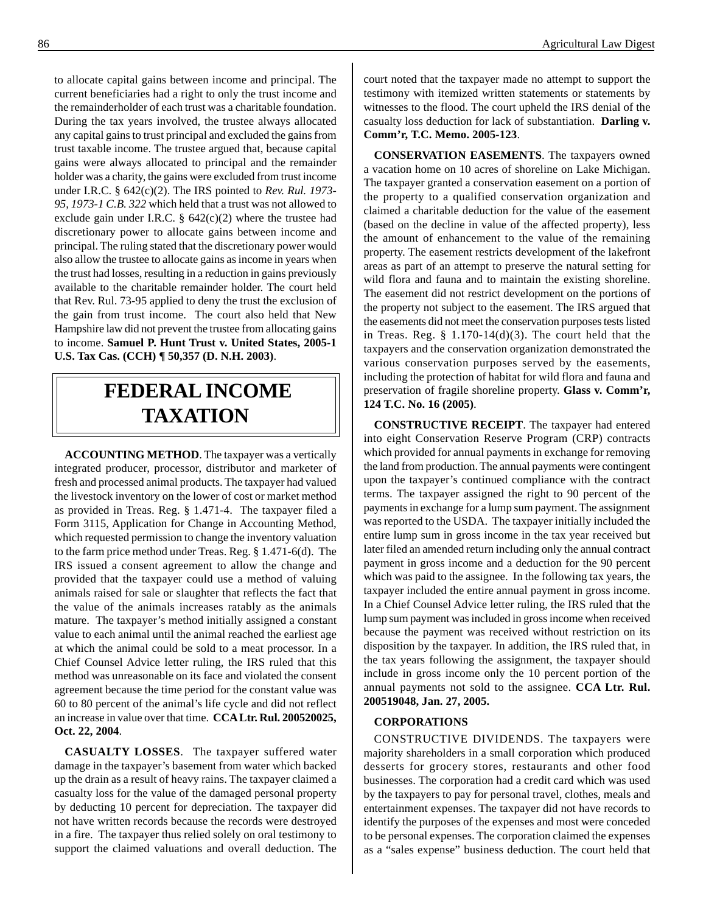to allocate capital gains between income and principal. The current beneficiaries had a right to only the trust income and the remainderholder of each trust was a charitable foundation. During the tax years involved, the trustee always allocated any capital gains to trust principal and excluded the gains from trust taxable income. The trustee argued that, because capital gains were always allocated to principal and the remainder holder was a charity, the gains were excluded from trust income under I.R.C. § 642(c)(2). The IRS pointed to *Rev. Rul. 1973-95, 1973-1 C.B. 322* which held that a trust was not allowed to exclude gain under I.R.C. § 642(c)(2) where the trustee had discretionary power to allocate gains between income and principal. The ruling stated that the discretionary power would also allow the trustee to allocate gains as income in years when the trust had losses, resulting in a reduction in gains previously available to the charitable remainder holder. The court held that Rev. Rul. 73-95 applied to deny the trust the exclusion of the gain from trust income. The court also held that New Hampshire law did not prevent the trustee from allocating gains to income. **Samuel P. Hunt Trust v. United States, 2005-1 U.S. Tax Cas. (CCH) ¶ 50,357 (D. N.H. 2003)**.

# FEDERAL INCOME TAXATION

**ACCOUNTING METHOD**. The taxpayer was a vertically integrated producer, processor, distributor and marketer of fresh and processed animal products. The taxpayer had valued the livestock inventory on the lower of cost or market method as provided in Treas. Reg. § 1.471-4. The taxpayer filed a Form 3115, Application for Change in Accounting Method, which requested permission to change the inventory valuation to the farm price method under Treas. Reg. § 1.471-6(d). The IRS issued a consent agreement to allow the change and provided that the taxpayer could use a method of valuing animals raised for sale or slaughter that reflects the fact that the value of the animals increases ratably as the animals mature. The taxpayer's method initially assigned a constant value to each animal until the animal reached the earliest age at which the animal could be sold to a meat processor. In a Chief Counsel Advice letter ruling, the IRS ruled that this method was unreasonable on its face and violated the consent agreement because the time period for the constant value was 60 to 80 percent of the animal's life cycle and did not reflect an increase in value over that time. **CCA Ltr. Rul. 200520025, Oct. 22, 2004**.

**CASUALTY LOSSES**. The taxpayer suffered water damage in the taxpayer's basement from water which backed up the drain as a result of heavy rains. The taxpayer claimed a casualty loss for the value of the damaged personal property by deducting 10 percent for depreciation. The taxpayer did not have written records because the records were destroyed in a fire. The taxpayer thus relied solely on oral testimony to support the claimed valuations and overall deduction. The court noted that the taxpayer made no attempt to support the testimony with itemized written statements or statements by witnesses to the flood. The court upheld the IRS denial of the casualty loss deduction for lack of substantiation. **Darling v. Comm'r, T.C. Memo. 2005-123**.

**CONSERVATION EASEMENTS**. The taxpayers owned a vacation home on 10 acres of shoreline on Lake Michigan. The taxpayer granted a conservation easement on a portion of the property to a qualified conservation organization and claimed a charitable deduction for the value of the easement (based on the decline in value of the affected property), less the amount of enhancement to the value of the remaining property. The easement restricts development of the lakefront areas as part of an attempt to preserve the natural setting for wild flora and fauna and to maintain the existing shoreline. The easement did not restrict development on the portions of the property not subject to the easement. The IRS argued that the easements did not meet the conservation purposes tests listed in Treas. Reg. § 1.170-14(d)(3). The court held that the taxpayers and the conservation organization demonstrated the various conservation purposes served by the easements, including the protection of habitat for wild flora and fauna and preservation of fragile shoreline property. **Glass v. Comm'r, 124 T.C. No. 16 (2005)**.

**CONSTRUCTIVE RECEIPT**. The taxpayer had entered into eight Conservation Reserve Program (CRP) contracts which provided for annual payments in exchange for removing the land from production. The annual payments were contingent upon the taxpayer's continued compliance with the contract terms. The taxpayer assigned the right to 90 percent of the payments in exchange for a lump sum payment. The assignment was reported to the USDA. The taxpayer initially included the entire lump sum in gross income in the tax year received but later filed an amended return including only the annual contract payment in gross income and a deduction for the 90 percent which was paid to the assignee. In the following tax years, the taxpayer included the entire annual payment in gross income. In a Chief Counsel Advice letter ruling, the IRS ruled that the lump sum payment was included in gross income when received because the payment was received without restriction on its disposition by the taxpayer. In addition, the IRS ruled that, in the tax years following the assignment, the taxpayer should include in gross income only the 10 percent portion of the annual payments not sold to the assignee. **CCA Ltr. Rul. 200519048, Jan. 27, 2005.**

**CORPORATIONS**

CONSTRUCTIVE DIVIDENDS. The taxpayers were majority shareholders in a small corporation which produced desserts for grocery stores, restaurants and other food businesses. The corporation had a credit card which was used by the taxpayers to pay for personal travel, clothes, meals and entertainment expenses. The taxpayer did not have records to identify the purposes of the expenses and most were conceded to be personal expenses. The corporation claimed the expenses as a "sales expense" business deduction. The court held that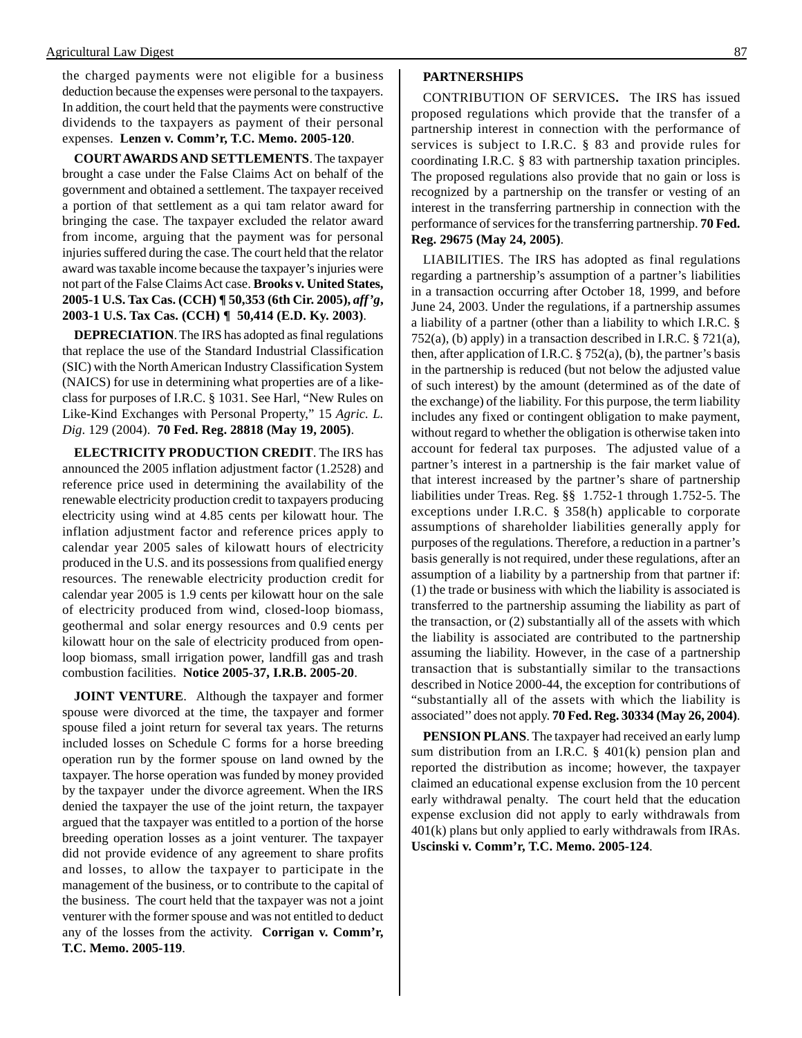the charged payments were not eligible for a business deduction because the expenses were personal to the taxpayers. In addition, the court held that the payments were constructive dividends to the taxpayers as payment of their personal expenses. **Lenzen v. Comm'r, T.C. Memo. 2005-120**.

**COURT AWARDS AND SETTLEMENTS**. The taxpayer brought a case under the False Claims Act on behalf of the government and obtained a settlement. The taxpayer received a portion of that settlement as a qui tam relator award for bringing the case. The taxpayer excluded the relator award from income, arguing that the payment was for personal injuries suffered during the case. The court held that the relator award was taxable income because the taxpayer's injuries were not part of the False Claims Act case. **Brooks v. United States, 2005-1 U.S. Tax Cas. (CCH) ¶ 50,353 (6th Cir. 2005), *aff'g*, 2003-1 U.S. Tax Cas. (CCH) ¶ 50,414 (E.D. Ky. 2003)**.

**DEPRECIATION**. The IRS has adopted as final regulations that replace the use of the Standard Industrial Classification (SIC) with the North American Industry Classification System (NAICS) for use in determining what properties are of a like-class for purposes of I.R.C. § 1031. See Harl, "New Rules on Like-Kind Exchanges with Personal Property," 15 *Agric. L. Dig*. 129 (2004). **70 Fed. Reg. 28818 (May 19, 2005)**.

**ELECTRICITY PRODUCTION CREDIT**. The IRS has announced the 2005 inflation adjustment factor (1.2528) and reference price used in determining the availability of the renewable electricity production credit to taxpayers producing electricity using wind at 4.85 cents per kilowatt hour. The inflation adjustment factor and reference prices apply to calendar year 2005 sales of kilowatt hours of electricity produced in the U.S. and its possessions from qualified energy resources. The renewable electricity production credit for calendar year 2005 is 1.9 cents per kilowatt hour on the sale of electricity produced from wind, closed-loop biomass, geothermal and solar energy resources and 0.9 cents per kilowatt hour on the sale of electricity produced from open-loop biomass, small irrigation power, landfill gas and trash combustion facilities. **Notice 2005-37, I.R.B. 2005-20**.

**JOINT VENTURE**. Although the taxpayer and former spouse were divorced at the time, the taxpayer and former spouse filed a joint return for several tax years. The returns included losses on Schedule C forms for a horse breeding operation run by the former spouse on land owned by the taxpayer. The horse operation was funded by money provided by the taxpayer under the divorce agreement. When the IRS denied the taxpayer the use of the joint return, the taxpayer argued that the taxpayer was entitled to a portion of the horse breeding operation losses as a joint venturer. The taxpayer did not provide evidence of any agreement to share profits and losses, to allow the taxpayer to participate in the management of the business, or to contribute to the capital of the business. The court held that the taxpayer was not a joint venturer with the former spouse and was not entitled to deduct any of the losses from the activity. **Corrigan v. Comm'r, T.C. Memo. 2005-119**.

**PARTNERSHIPS**

CONTRIBUTION OF SERVICES**.** The IRS has issued proposed regulations which provide that the transfer of a partnership interest in connection with the performance of services is subject to I.R.C. § 83 and provide rules for coordinating I.R.C. § 83 with partnership taxation principles. The proposed regulations also provide that no gain or loss is recognized by a partnership on the transfer or vesting of an interest in the transferring partnership in connection with the performance of services for the transferring partnership. **70 Fed. Reg. 29675 (May 24, 2005)**.

LIABILITIES. The IRS has adopted as final regulations regarding a partnership's assumption of a partner's liabilities in a transaction occurring after October 18, 1999, and before June 24, 2003. Under the regulations, if a partnership assumes a liability of a partner (other than a liability to which I.R.C. § 752(a), (b) apply) in a transaction described in I.R.C. § 721(a), then, after application of I.R.C. § 752(a), (b), the partner's basis in the partnership is reduced (but not below the adjusted value of such interest) by the amount (determined as of the date of the exchange) of the liability. For this purpose, the term liability includes any fixed or contingent obligation to make payment, without regard to whether the obligation is otherwise taken into account for federal tax purposes. The adjusted value of a partner's interest in a partnership is the fair market value of that interest increased by the partner's share of partnership liabilities under Treas. Reg. §§ 1.752-1 through 1.752-5. The exceptions under I.R.C. § 358(h) applicable to corporate assumptions of shareholder liabilities generally apply for purposes of the regulations. Therefore, a reduction in a partner's basis generally is not required, under these regulations, after an assumption of a liability by a partnership from that partner if: (1) the trade or business with which the liability is associated is transferred to the partnership assuming the liability as part of the transaction, or (2) substantially all of the assets with which the liability is associated are contributed to the partnership assuming the liability. However, in the case of a partnership transaction that is substantially similar to the transactions described in Notice 2000-44, the exception for contributions of "substantially all of the assets with which the liability is associated'' does not apply. **70 Fed. Reg. 30334 (May 26, 2004)**.

**PENSION PLANS**. The taxpayer had received an early lump sum distribution from an I.R.C. § 401(k) pension plan and reported the distribution as income; however, the taxpayer claimed an educational expense exclusion from the 10 percent early withdrawal penalty. The court held that the education expense exclusion did not apply to early withdrawals from 401(k) plans but only applied to early withdrawals from IRAs. **Uscinski v. Comm'r, T.C. Memo. 2005-124**.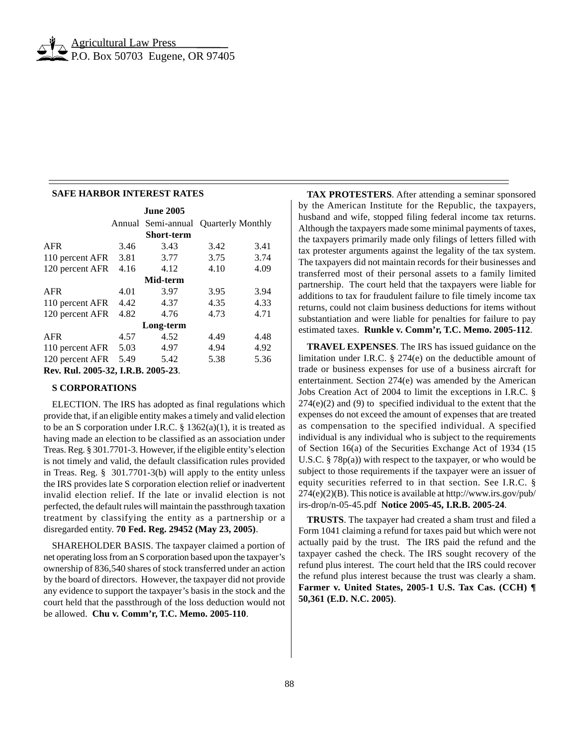Agricultural Law Press
P.O. Box 50703 Eugene, OR 97405

**SAFE HARBOR INTEREST RATES**

**June 2005**

| | Annual | Semi-annual | Quarterly | Monthly |
|---|---|---|---|---|
| | | **Short-term** | | |
| AFR | 3.46 | 3.43 | 3.42 | 3.41 |
| 110 percent AFR | 3.81 | 3.77 | 3.75 | 3.74 |
| 120 percent AFR | 4.16 | 4.12 | 4.10 | 4.09 |
| | | **Mid-term** | | |
| AFR | 4.01 | 3.97 | 3.95 | 3.94 |
| 110 percent AFR | 4.42 | 4.37 | 4.35 | 4.33 |
| 120 percent AFR | 4.82 | 4.76 | 4.73 | 4.71 |
| | | **Long-term** | | |
| AFR | 4.57 | 4.52 | 4.49 | 4.48 |
| 110 percent AFR | 5.03 | 4.97 | 4.94 | 4.92 |
| 120 percent AFR | 5.49 | 5.42 | 5.38 | 5.36 |

**Rev. Rul. 2005-32, I.R.B. 2005-23**.

**S CORPORATIONS**

ELECTION. The IRS has adopted as final regulations which provide that, if an eligible entity makes a timely and valid election to be an S corporation under I.R.C. § 1362(a)(1), it is treated as having made an election to be classified as an association under Treas. Reg. § 301.7701-3. However, if the eligible entity's election is not timely and valid, the default classification rules provided in Treas. Reg. § 301.7701-3(b) will apply to the entity unless the IRS provides late S corporation election relief or inadvertent invalid election relief. If the late or invalid election is not perfected, the default rules will maintain the passthrough taxation treatment by classifying the entity as a partnership or a disregarded entity. **70 Fed. Reg. 29452 (May 23, 2005)**.

SHAREHOLDER BASIS. The taxpayer claimed a portion of net operating loss from an S corporation based upon the taxpayer's ownership of 836,540 shares of stock transferred under an action by the board of directors. However, the taxpayer did not provide any evidence to support the taxpayer's basis in the stock and the court held that the passthrough of the loss deduction would not be allowed. **Chu v. Comm'r, T.C. Memo. 2005-110**.

**TAX PROTESTERS**. After attending a seminar sponsored by the American Institute for the Republic, the taxpayers, husband and wife, stopped filing federal income tax returns. Although the taxpayers made some minimal payments of taxes, the taxpayers primarily made only filings of letters filled with tax protester arguments against the legality of the tax system. The taxpayers did not maintain records for their businesses and transferred most of their personal assets to a family limited partnership. The court held that the taxpayers were liable for additions to tax for fraudulent failure to file timely income tax returns, could not claim business deductions for items without substantiation and were liable for penalties for failure to pay estimated taxes. **Runkle v. Comm'r, T.C. Memo. 2005-112**.

**TRAVEL EXPENSES**. The IRS has issued guidance on the limitation under I.R.C. § 274(e) on the deductible amount of trade or business expenses for use of a business aircraft for entertainment. Section 274(e) was amended by the American Jobs Creation Act of 2004 to limit the exceptions in I.R.C. § 274(e)(2) and (9) to specified individual to the extent that the expenses do not exceed the amount of expenses that are treated as compensation to the specified individual. A specified individual is any individual who is subject to the requirements of Section 16(a) of the Securities Exchange Act of 1934 (15 U.S.C. § 78p(a)) with respect to the taxpayer, or who would be subject to those requirements if the taxpayer were an issuer of equity securities referred to in that section. See I.R.C. § 274(e)(2)(B). This notice is available at http://www.irs.gov/pub/irs-drop/n-05-45.pdf **Notice 2005-45, I.R.B. 2005-24**.

**TRUSTS**. The taxpayer had created a sham trust and filed a Form 1041 claiming a refund for taxes paid but which were not actually paid by the trust. The IRS paid the refund and the taxpayer cashed the check. The IRS sought recovery of the refund plus interest. The court held that the IRS could recover the refund plus interest because the trust was clearly a sham. **Farmer v. United States, 2005-1 U.S. Tax Cas. (CCH) ¶ 50,361 (E.D. N.C. 2005)**.